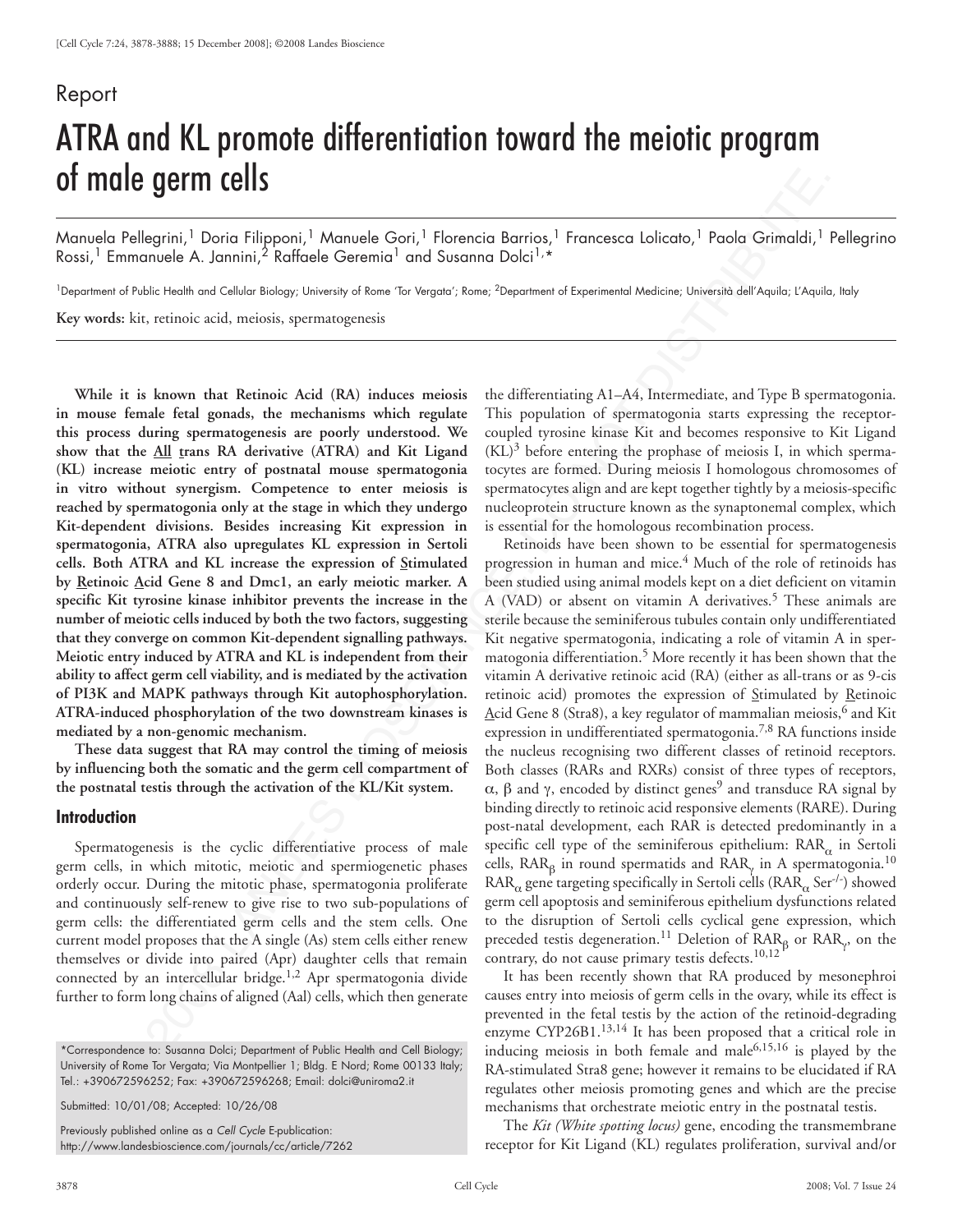Report

# ATRA and KL promote differentiation toward the meiotic program of male germ cells

Manuela Pellegrini,[1] Doria Filipponi,[1] Manuele Gori,[1] Florencia Barrios,[1] Francesca Lolicato,[1] Paola Grimaldi,[1] Pellegrino Rossi,[1] Emmanuele A. Jannini,[2] Raffaele Geremia[1] and Susanna Dolci[1,*]

[1]Department of Public Health and Cellular Biology; University of Rome 'Tor Vergata'; Rome; [2]Department of Experimental Medicine; Università dell'Aquila; L'Aquila, Italy

**Key words:** kit, retinoic acid, meiosis, spermatogenesis

**While it is known that Retinoic Acid (RA) induces meiosis in mouse female fetal gonads, the mechanisms which regulate this process during spermatogenesis are poorly understood. We show that the All trans RA derivative (ATRA) and Kit Ligand (KL) increase meiotic entry of postnatal mouse spermatogonia in vitro without synergism. Competence to enter meiosis is reached by spermatogonia only at the stage in which they undergo Kit-dependent divisions. Besides increasing Kit expression in spermatogonia, ATRA also upregulates KL expression in Sertoli cells. Both ATRA and KL increase the expression of Stimulated by Retinoic Acid Gene 8 and Dmc1, an early meiotic marker. A specific Kit tyrosine kinase inhibitor prevents the increase in the number of meiotic cells induced by both the two factors, suggesting that they converge on common Kit-dependent signalling pathways. Meiotic entry induced by ATRA and KL is independent from their ability to affect germ cell viability, and is mediated by the activation of PI3K and MAPK pathways through Kit autophosphorylation. ATRA-induced phosphorylation of the two downstream kinases is mediated by a non-genomic mechanism.**

**These data suggest that RA may control the timing of meiosis by influencing both the somatic and the germ cell compartment of the postnatal testis through the activation of the KL/Kit system.**

## Introduction

Spermatogenesis is the cyclic differentiative process of male germ cells, in which mitotic, meiotic and spermiogenetic phases orderly occur. During the mitotic phase, spermatogonia proliferate and continuously self-renew to give rise to two sub-populations of germ cells: the differentiated germ cells and the stem cells. One current model proposes that the A single (As) stem cells either renew themselves or divide into paired (Apr) daughter cells that remain connected by an intercellular bridge.[1,2] Apr spermatogonia divide further to form long chains of aligned (Aal) cells, which then generate the differentiating A1–A4, Intermediate, and Type B spermatogonia. This population of spermatogonia starts expressing the receptor-coupled tyrosine kinase Kit and becomes responsive to Kit Ligand (KL)[3] before entering the prophase of meiosis I, in which spermatocytes are formed. During meiosis I homologous chromosomes of spermatocytes align and are kept together tightly by a meiosis-specific nucleoprotein structure known as the synaptonemal complex, which is essential for the homologous recombination process.

Retinoids have been shown to be essential for spermatogenesis progression in human and mice.[4] Much of the role of retinoids has been studied using animal models kept on a diet deficient on vitamin A (VAD) or absent on vitamin A derivatives.[5] These animals are sterile because the seminiferous tubules contain only undifferentiated Kit negative spermatogonia, indicating a role of vitamin A in spermatogonia differentiation.[5] More recently it has been shown that the vitamin A derivative retinoic acid (RA) (either as all-trans or as 9-cis retinoic acid) promotes the expression of Stimulated by Retinoic Acid Gene 8 (Stra8), a key regulator of mammalian meiosis,[6] and Kit expression in undifferentiated spermatogonia.[7,8] RA functions inside the nucleus recognising two different classes of retinoid receptors. Both classes (RARs and RXRs) consist of three types of receptors, α, β and γ, encoded by distinct genes[9] and transduce RA signal by binding directly to retinoic acid responsive elements (RARE). During post-natal development, each RAR is detected predominantly in a specific cell type of the seminiferous epithelium: $RAR_{\alpha}$ in Sertoli cells, $RAR_{\beta}$ in round spermatids and $RAR_{\gamma}$ in A spermatogonia.[10] $RAR_{\alpha}$ gene targeting specifically in Sertoli cells ($RAR_{\alpha}$ $Ser^{-/-}$) showed germ cell apoptosis and seminiferous epithelium dysfunctions related to the disruption of Sertoli cells cyclical gene expression, which preceded testis degeneration.[11] Deletion of $RAR_{\beta}$ or $RAR_{\gamma}$, on the contrary, do not cause primary testis defects.[10,12]

It has been recently shown that RA produced by mesonephroi causes entry into meiosis of germ cells in the ovary, while its effect is prevented in the fetal testis by the action of the retinoid-degrading enzyme CYP26B1.[13,14] It has been proposed that a critical role in inducing meiosis in both female and male[6,15,16] is played by the RA-stimulated Stra8 gene; however it remains to be elucidated if RA regulates other meiosis promoting genes and which are the precise mechanisms that orchestrate meiotic entry in the postnatal testis.

The *Kit (White spotting locus)* gene, encoding the transmembrane receptor for Kit Ligand (KL) regulates proliferation, survival and/or

*Correspondence to: Susanna Dolci; Department of Public Health and Cell Biology; University of Rome Tor Vergata; Via Montpellier 1; Bldg. E Nord; Rome 00133 Italy; Tel.: +390672596252; Fax: +390672596268; Email: dolci@uniroma2.it

Submitted: 10/01/08; Accepted: 10/26/08

Previously published online as a *Cell Cycle* E-publication:
http://www.landesbioscience.com/journals/cc/article/7262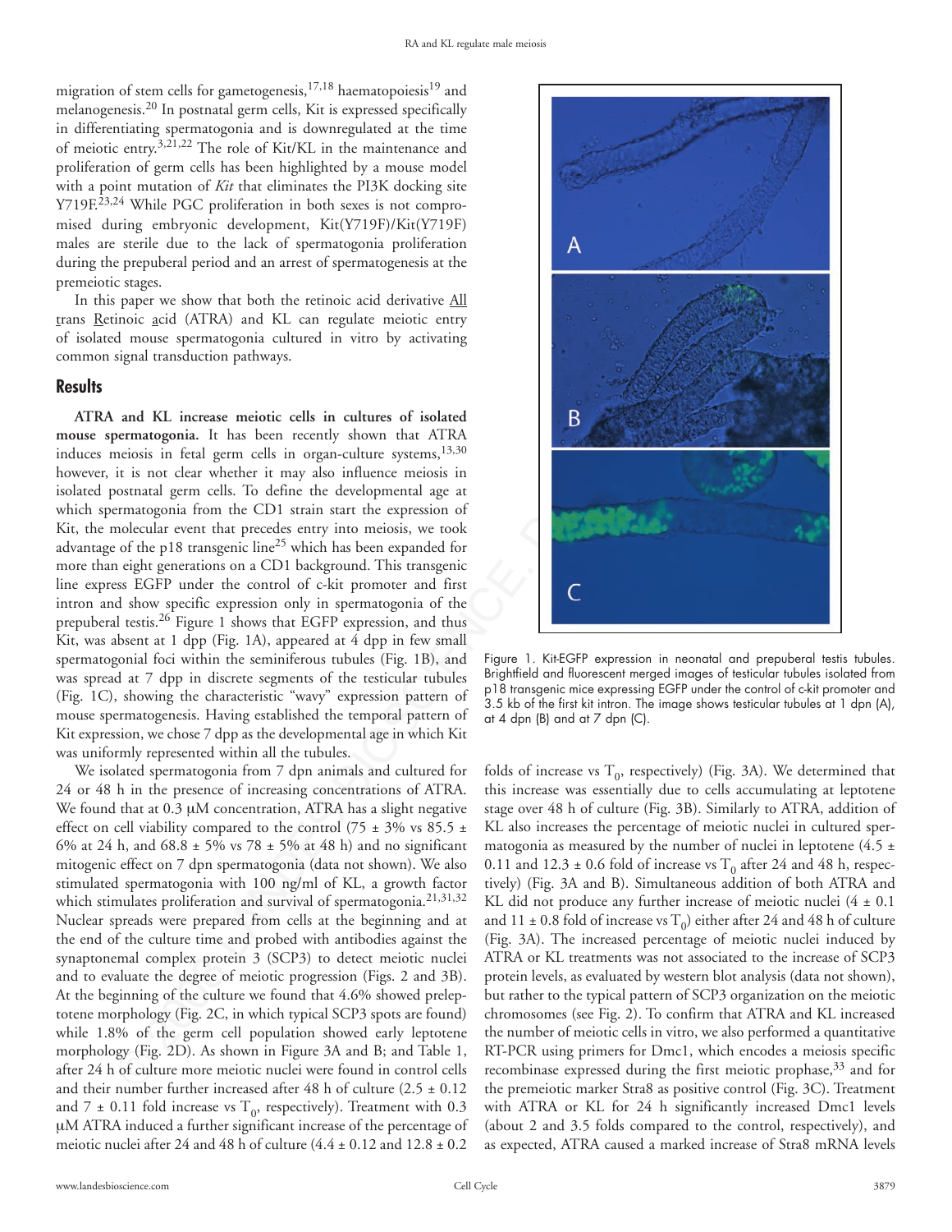migration of stem cells for gametogenesis,[17,18] haematopoiesis[19] and melanogenesis.[20] In postnatal germ cells, Kit is expressed specifically in differentiating spermatogonia and is downregulated at the time of meiotic entry.[3,21,22] The role of Kit/KL in the maintenance and proliferation of germ cells has been highlighted by a mouse model with a point mutation of *Kit* that eliminates the PI3K docking site Y719F.[23,24] While PGC proliferation in both sexes is not compromised during embryonic development, Kit(Y719F)/Kit(Y719F) males are sterile due to the lack of spermatogonia proliferation during the prepuberal period and an arrest of spermatogenesis at the premeiotic stages.

In this paper we show that both the retinoic acid derivative All trans Retinoic acid (ATRA) and KL can regulate meiotic entry of isolated mouse spermatogonia cultured in vitro by activating common signal transduction pathways.

## Results

**ATRA and KL increase meiotic cells in cultures of isolated mouse spermatogonia.** It has been recently shown that ATRA induces meiosis in fetal germ cells in organ-culture systems,[13,30] however, it is not clear whether it may also influence meiosis in isolated postnatal germ cells. To define the developmental age at which spermatogonia from the CD1 strain start the expression of Kit, the molecular event that precedes entry into meiosis, we took advantage of the p18 transgenic line[25] which has been expanded for more than eight generations on a CD1 background. This transgenic line express EGFP under the control of c-kit promoter and first intron and show specific expression only in spermatogonia of the prepuberal testis.[26] Figure 1 shows that EGFP expression, and thus Kit, was absent at 1 dpp (Fig. 1A), appeared at 4 dpp in few small spermatogonial foci within the seminiferous tubules (Fig. 1B), and was spread at 7 dpp in discrete segments of the testicular tubules (Fig. 1C), showing the characteristic "wavy" expression pattern of mouse spermatogenesis. Having established the temporal pattern of Kit expression, we chose 7 dpp as the developmental age in which Kit was uniformly represented within all the tubules.

Figure 1. Kit-EGFP expression in neonatal and prepuberal testis tubules. Brightfield and fluorescent merged images of testicular tubules isolated from p18 transgenic mice expressing EGFP under the control of c-kit promoter and 3.5 kb of the first kit intron. The image shows testicular tubules at 1 dpn (A), at 4 dpn (B) and at 7 dpn (C).

We isolated spermatogonia from 7 dpn animals and cultured for 24 or 48 h in the presence of increasing concentrations of ATRA. We found that at 0.3 μM concentration, ATRA has a slight negative effect on cell viability compared to the control (75 ± 3% vs 85.5 ± 6% at 24 h, and 68.8 ± 5% vs 78 ± 5% at 48 h) and no significant mitogenic effect on 7 dpn spermatogonia (data not shown). We also stimulated spermatogonia with 100 ng/ml of KL, a growth factor which stimulates proliferation and survival of spermatogonia.[21,31,32] Nuclear spreads were prepared from cells at the beginning and at the end of the culture time and probed with antibodies against the synaptonemal complex protein 3 (SCP3) to detect meiotic nuclei and to evaluate the degree of meiotic progression (Figs. 2 and 3B). At the beginning of the culture we found that 4.6% showed preleptotene morphology (Fig. 2C, in which typical SCP3 spots are found) while 1.8% of the germ cell population showed early leptotene morphology (Fig. 2D). As shown in Figure 3A and B; and Table 1, after 24 h of culture more meiotic nuclei were found in control cells and their number further increased after 48 h of culture (2.5 ± 0.12 and 7 ± 0.11 fold increase vs $T_0$, respectively). Treatment with 0.3 μM ATRA induced a further significant increase of the percentage of meiotic nuclei after 24 and 48 h of culture (4.4 ± 0.12 and 12.8 ± 0.2 folds of increase vs $T_0$, respectively) (Fig. 3A). We determined that this increase was essentially due to cells accumulating at leptotene stage over 48 h of culture (Fig. 3B). Similarly to ATRA, addition of KL also increases the percentage of meiotic nuclei in cultured spermatogonia as measured by the number of nuclei in leptotene (4.5 ± 0.11 and 12.3 ± 0.6 fold of increase vs $T_0$ after 24 and 48 h, respectively) (Fig. 3A and B). Simultaneous addition of both ATRA and KL did not produce any further increase of meiotic nuclei (4 ± 0.1 and 11 ± 0.8 fold of increase vs $T_0$) either after 24 and 48 h of culture (Fig. 3A). The increased percentage of meiotic nuclei induced by ATRA or KL treatments was not associated to the increase of SCP3 protein levels, as evaluated by western blot analysis (data not shown), but rather to the typical pattern of SCP3 organization on the meiotic chromosomes (see Fig. 2). To confirm that ATRA and KL increased the number of meiotic cells in vitro, we also performed a quantitative RT-PCR using primers for Dmc1, which encodes a meiosis specific recombinase expressed during the first meiotic prophase,[33] and for the premeiotic marker Stra8 as positive control (Fig. 3C). Treatment with ATRA or KL for 24 h significantly increased Dmc1 levels (about 2 and 3.5 folds compared to the control, respectively), and as expected, ATRA caused a marked increase of Stra8 mRNA levels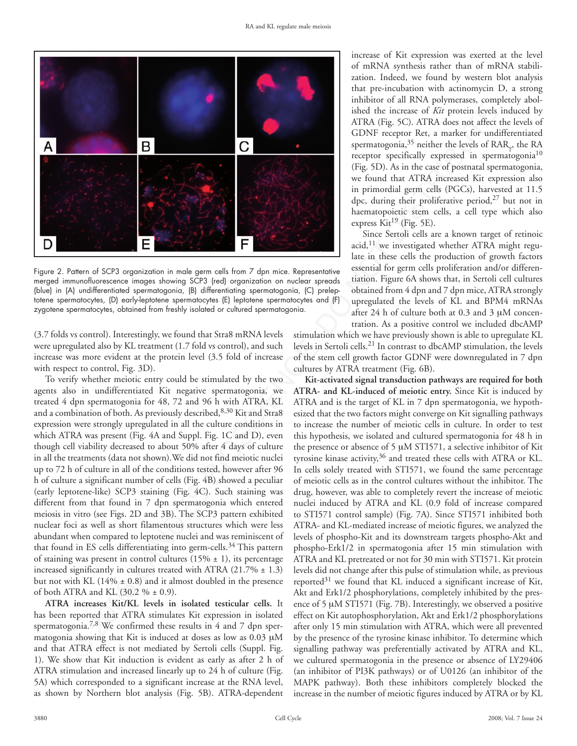Figure 2. Pattern of SCP3 organization in male germ cells from 7 dpn mice. Representative merged immunofluorescence images showing SCP3 (red) organization on nuclear spreads (blue) in (A) undifferentiated spermatogonia, (B) differentiating spermatogonia, (C) preleptotene spermatocytes, (D) early-leptotene spermatocytes (E) leptotene spermatocytes and (F) zygotene spermatocytes, obtained from freshly isolated or cultured spermatogonia.

(3.7 folds vs control). Interestingly, we found that Stra8 mRNA levels were upregulated also by KL treatment (1.7 fold vs control), and such increase was more evident at the protein level (3.5 fold of increase with respect to control, Fig. 3D).

To verify whether meiotic entry could be stimulated by the two agents also in undifferentiated Kit negative spermatogonia, we treated 4 dpn spermatogonia for 48, 72 and 96 h with ATRA, KL and a combination of both. As previously described,[8,30] Kit and Stra8 expression were strongly upregulated in all the culture conditions in which ATRA was present (Fig. 4A and Suppl. Fig. 1C and D), even though cell viability decreased to about 50% after 4 days of culture in all the treatments (data not shown). We did not find meiotic nuclei up to 72 h of culture in all of the conditions tested, however after 96 h of culture a significant number of cells (Fig. 4B) showed a peculiar (early leptotene-like) SCP3 staining (Fig. 4C). Such staining was different from that found in 7 dpn spermatogonia which entered meiosis in vitro (see Figs. 2D and 3B). The SCP3 pattern exhibited nuclear foci as well as short filamentous structures which were less abundant when compared to leptotene nuclei and was reminiscent of that found in ES cells differentiating into germ-cells.[34] This pattern of staining was present in control cultures (15% ± 1), its percentage increased significantly in cultures treated with ATRA (21.7% ± 1.3) but not with KL (14% ± 0.8) and it almost doubled in the presence of both ATRA and KL (30.2 % ± 0.9).

**ATRA increases Kit/KL levels in isolated testicular cells.** It has been reported that ATRA stimulates Kit expression in isolated spermatogonia.[7,8] We confirmed these results in 4 and 7 dpn spermatogonia showing that Kit is induced at doses as low as 0.03 μM and that ATRA effect is not mediated by Sertoli cells (Suppl. Fig. 1). We show that Kit induction is evident as early as after 2 h of ATRA stimulation and increased linearly up to 24 h of culture (Fig. 5A) which corresponded to a significant increase at the RNA level, as shown by Northern blot analysis (Fig. 5B). ATRA-dependent increase of Kit expression was exerted at the level of mRNA synthesis rather than of mRNA stabilization. Indeed, we found by western blot analysis that pre-incubation with actinomycin D, a strong inhibitor of all RNA polymerases, completely abolished the increase of *Kit* protein levels induced by ATRA (Fig. 5C). ATRA does not affect the levels of GDNF receptor Ret, a marker for undifferentiated spermatogonia,[35] neither the levels of $RAR_{\gamma}$, the RA receptor specifically expressed in spermatogonia[10] (Fig. 5D). As in the case of postnatal spermatogonia, we found that ATRA increased Kit expression also in primordial germ cells (PGCs), harvested at 11.5 dpc, during their proliferative period,[27] but not in haematopoietic stem cells, a cell type which also express Kit[19] (Fig. 5E).

Since Sertoli cells are a known target of retinoic acid,[11] we investigated whether ATRA might regulate in these cells the production of growth factors essential for germ cells proliferation and/or differentiation. Figure 6A shows that, in Sertoli cell cultures obtained from 4 dpn and 7 dpn mice, ATRA strongly upregulated the levels of KL and BPM4 mRNAs after 24 h of culture both at 0.3 and 3 μM concentration. As a positive control we included dbcAMP stimulation which we have previously shown is able to upregulate KL levels in Sertoli cells.[21] In contrast to dbcAMP stimulation, the levels of the stem cell growth factor GDNF were downregulated in 7 dpn cultures by ATRA treatment (Fig. 6B).

**Kit-activated signal transduction pathways are required for both ATRA- and KL-induced of meiotic entry.** Since Kit is induced by ATRA and is the target of KL in 7 dpn spermatogonia, we hypothesized that the two factors might converge on Kit signalling pathways to increase the number of meiotic cells in culture. In order to test this hypothesis, we isolated and cultured spermatogonia for 48 h in the presence or absence of 5 μM STI571, a selective inhibitor of Kit tyrosine kinase activity,[36] and treated these cells with ATRA or KL. In cells solely treated with STI571, we found the same percentage of meiotic cells as in the control cultures without the inhibitor. The drug, however, was able to completely revert the increase of meiotic nuclei induced by ATRA and KL (0.9 fold of increase compared to STI571 control sample) (Fig. 7A). Since STI571 inhibited both ATRA- and KL-mediated increase of meiotic figures, we analyzed the levels of phospho-Kit and its downstream targets phospho-Akt and phospho-Erk1/2 in spermatogonia after 15 min stimulation with ATRA and KL pretreated or not for 30 min with STI571. Kit protein levels did not change after this pulse of stimulation while, as previous reported[31] we found that KL induced a significant increase of Kit, Akt and Erk1/2 phosphorylations, completely inhibited by the presence of 5 μM STI571 (Fig. 7B). Interestingly, we observed a positive effect on Kit autophosphorylation, Akt and Erk1/2 phosphorylations after only 15 min stimulation with ATRA, which were all prevented by the presence of the tyrosine kinase inhibitor. To determine which signalling pathway was preferentially activated by ATRA and KL, we cultured spermatogonia in the presence or absence of LY29406 (an inhibitor of PI3K pathways) or of U0126 (an inhibitor of the MAPK pathway). Both these inhibitors completely blocked the increase in the number of meiotic figures induced by ATRA or by KL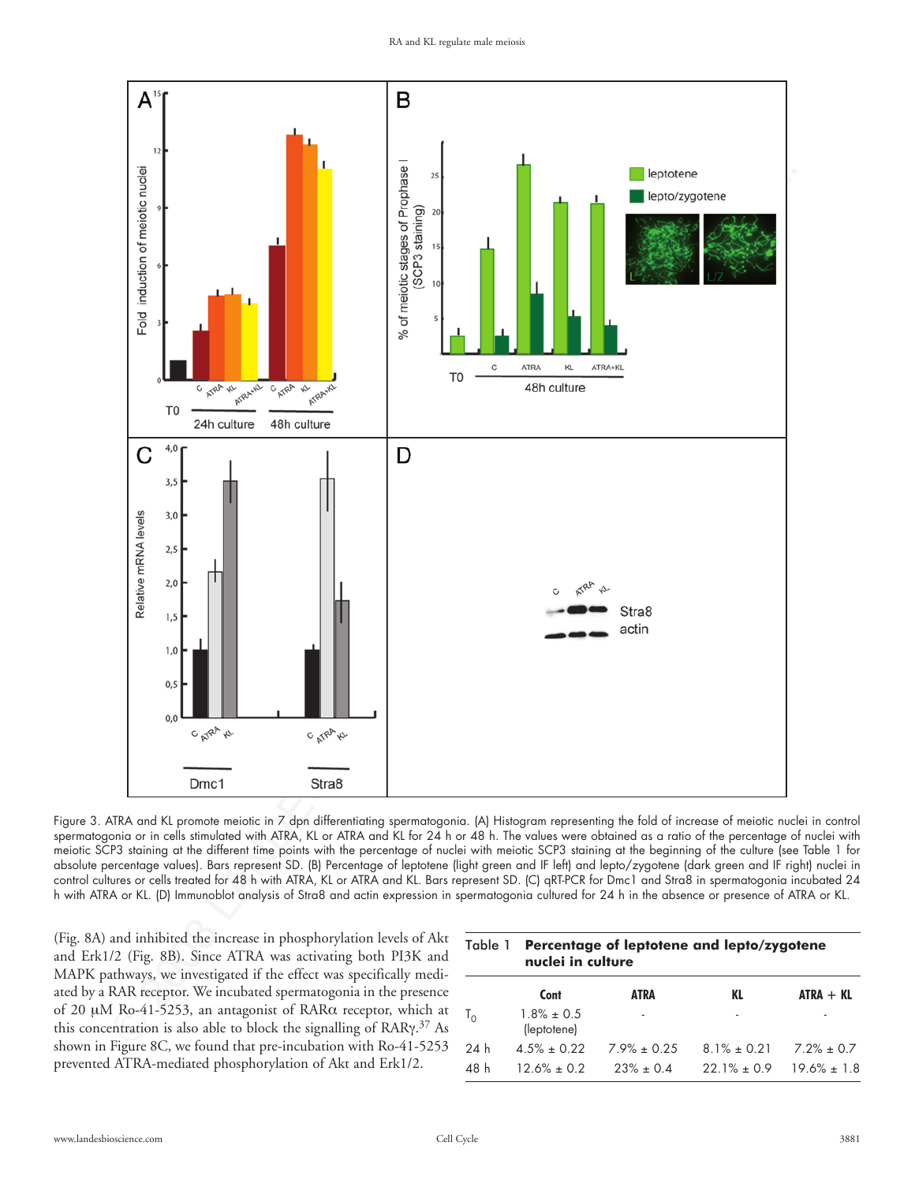A
Fold induction of meiotic nuclei
15
12
9
6
3
0
T0
C ATRA KL ATRA+KL
24h culture
C ATRA KL ATRA+KL
48h culture

B
% of meiotic stages of Prophase I (SCP3 staining)
25
20
15
10
5
leptotene
lepto/zygotene
L
L/Z
T0
C ATRA KL ATRA+KL
48h culture

C
Relative mRNA levels
4,0
3,5
3,0
2,5
2,0
1,5
1,0
0,5
0,0
C ATRA KL
Dmc1
C ATRA KL
Stra8

D
C ATRA KL
Stra8
actin

Figure 3. ATRA and KL promote meiotic in 7 dpn differentiating spermatogonia. (A) Histogram representing the fold of increase of meiotic nuclei in control spermatogonia or in cells stimulated with ATRA, KL or ATRA and KL for 24 h or 48 h. The values were obtained as a ratio of the percentage of nuclei with meiotic SCP3 staining at the different time points with the percentage of nuclei with meiotic SCP3 staining at the beginning of the culture (see Table 1 for absolute percentage values). Bars represent SD. (B) Percentage of leptotene (light green and IF left) and lepto/zygotene (dark green and IF right) nuclei in control cultures or cells treated for 48 h with ATRA, KL or ATRA and KL. Bars represent SD. (C) qRT-PCR for Dmc1 and Stra8 in spermatogonia incubated 24 h with ATRA or KL. (D) Immunoblot analysis of Stra8 and actin expression in spermatogonia cultured for 24 h in the absence or presence of ATRA or KL.

(Fig. 8A) and inhibited the increase in phosphorylation levels of Akt and Erk1/2 (Fig. 8B). Since ATRA was activating both PI3K and MAPK pathways, we investigated if the effect was specifically mediated by a RAR receptor. We incubated spermatogonia in the presence of 20 μM Ro-41-5253, an antagonist of RARα receptor, which at this concentration is also able to block the signalling of RARγ.[37] As shown in Figure 8C, we found that pre-incubation with Ro-41-5253 prevented ATRA-mediated phosphorylation of Akt and Erk1/2.

**Table 1 Percentage of leptotene and lepto/zygotene nuclei in culture**

| | Cont | ATRA | KL | ATRA + KL |
|---|---|---|---|---|
| $T_0$ | 1.8% ± 0.5 (leptotene) | - | - | - |
| 24 h | 4.5% ± 0.22 | 7.9% ± 0.25 | 8.1% ± 0.21 | 7.2% ± 0.7 |
| 48 h | 12.6% ± 0.2 | 23% ± 0.4 | 22.1% ± 0.9 | 19.6% ± 1.8 |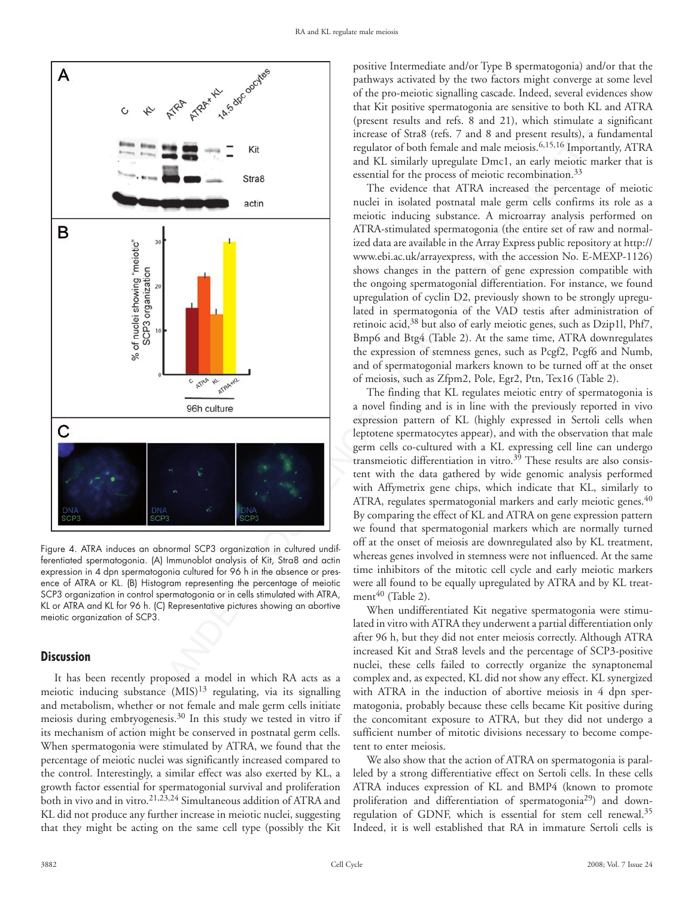A

C KL ATRA ATRA+KL 14.5 dpc oocytes

Kit

Stra8

actin

B

% of nuclei showing "meiotic" SCP3 organization

30

20

10

0

C ATRA KL ATRA+KL

96h culture

C

DNA SCP3

DNA SCP3

DNA SCP3

Figure 4. ATRA induces an abnormal SCP3 organization in cultured undifferentiated spermatogonia. (A) Immunoblot analysis of Kit, Stra8 and actin expression in 4 dpn spermatogonia cultured for 96 h in the absence or presence of ATRA or KL. (B) Histogram representing the percentage of meiotic SCP3 organization in control spermatogonia or in cells stimulated with ATRA, KL or ATRA and KL for 96 h. (C) Representative pictures showing an abortive meiotic organization of SCP3.

## Discussion

It has been recently proposed a model in which RA acts as a meiotic inducing substance (MIS)[13] regulating, via its signalling and metabolism, whether or not female and male germ cells initiate meiosis during embryogenesis.[30] In this study we tested in vitro if its mechanism of action might be conserved in postnatal germ cells. When spermatogonia were stimulated by ATRA, we found that the percentage of meiotic nuclei was significantly increased compared to the control. Interestingly, a similar effect was also exerted by KL, a growth factor essential for spermatogonial survival and proliferation both in vivo and in vitro.[21,23,24] Simultaneous addition of ATRA and KL did not produce any further increase in meiotic nuclei, suggesting that they might be acting on the same cell type (possibly the Kit positive Intermediate and/or Type B spermatogonia) and/or that the pathways activated by the two factors might converge at some level of the pro-meiotic signalling cascade. Indeed, several evidences show that Kit positive spermatogonia are sensitive to both KL and ATRA (present results and refs. 8 and 21), which stimulate a significant increase of Stra8 (refs. 7 and 8 and present results), a fundamental regulator of both female and male meiosis.[6,15,16] Importantly, ATRA and KL similarly upregulate Dmc1, an early meiotic marker that is essential for the process of meiotic recombination.[33]

The evidence that ATRA increased the percentage of meiotic nuclei in isolated postnatal male germ cells confirms its role as a meiotic inducing substance. A microarray analysis performed on ATRA-stimulated spermatogonia (the entire set of raw and normalized data are available in the Array Express public repository at http://www.ebi.ac.uk/arrayexpress, with the accession No. E-MEXP-1126) shows changes in the pattern of gene expression compatible with the ongoing spermatogonial differentiation. For instance, we found upregulation of cyclin D2, previously shown to be strongly upregulated in spermatogonia of the VAD testis after administration of retinoic acid,[38] but also of early meiotic genes, such as Dzip1l, Phf7, Bmp6 and Btg4 (Table 2). At the same time, ATRA downregulates the expression of stemness genes, such as Pcgf2, Pcgf6 and Numb, and of spermatogonial markers known to be turned off at the onset of meiosis, such as Zfpm2, Pole, Egr2, Ptn, Tex16 (Table 2).

The finding that KL regulates meiotic entry of spermatogonia is a novel finding and is in line with the previously reported in vivo expression pattern of KL (highly expressed in Sertoli cells when leptotene spermatocytes appear), and with the observation that male germ cells co-cultured with a KL expressing cell line can undergo transmeiotic differentiation in vitro.[39] These results are also consistent with the data gathered by wide genomic analysis performed with Affymetrix gene chips, which indicate that KL, similarly to ATRA, regulates spermatogonial markers and early meiotic genes.[40] By comparing the effect of KL and ATRA on gene expression pattern we found that spermatogonial markers which are normally turned off at the onset of meiosis are downregulated also by KL treatment, whereas genes involved in stemness were not influenced. At the same time inhibitors of the mitotic cell cycle and early meiotic markers were all found to be equally upregulated by ATRA and by KL treatment[40] (Table 2).

When undifferentiated Kit negative spermatogonia were stimulated in vitro with ATRA they underwent a partial differentiation only after 96 h, but they did not enter meiosis correctly. Although ATRA increased Kit and Stra8 levels and the percentage of SCP3-positive nuclei, these cells failed to correctly organize the synaptonemal complex and, as expected, KL did not show any effect. KL synergized with ATRA in the induction of abortive meiosis in 4 dpn spermatogonia, probably because these cells became Kit positive during the concomitant exposure to ATRA, but they did not undergo a sufficient number of mitotic divisions necessary to become competent to enter meiosis.

We also show that the action of ATRA on spermatogonia is paralleled by a strong differentiative effect on Sertoli cells. In these cells ATRA induces expression of KL and BMP4 (known to promote proliferation and differentiation of spermatogonia[29]) and downregulation of GDNF, which is essential for stem cell renewal.[35] Indeed, it is well established that RA in immature Sertoli cells is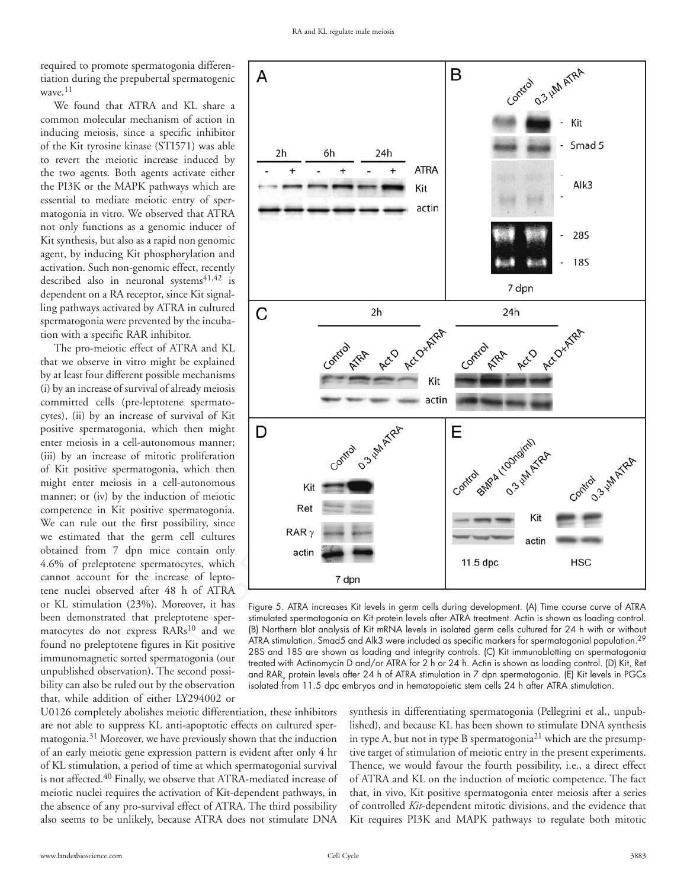required to promote spermatogonia differentiation during the prepubertal spermatogenic wave.[11]

We found that ATRA and KL share a common molecular mechanism of action in inducing meiosis, since a specific inhibitor of the Kit tyrosine kinase (STI571) was able to revert the meiotic increase induced by the two agents. Both agents activate either the PI3K or the MAPK pathways which are essential to mediate meiotic entry of spermatogonia in vitro. We observed that ATRA not only functions as a genomic inducer of Kit synthesis, but also as a rapid non genomic agent, by inducing Kit phosphorylation and activation. Such non-genomic effect, recently described also in neuronal systems[41,42] is dependent on a RA receptor, since Kit signalling pathways activated by ATRA in cultured spermatogonia were prevented by the incubation with a specific RAR inhibitor.

The pro-meiotic effect of ATRA and KL that we observe in vitro might be explained by at least four different possible mechanisms (i) by an increase of survival of already meiosis committed cells (pre-leptotene spermatocytes), (ii) by an increase of survival of Kit positive spermatogonia, which then might enter meiosis in a cell-autonomous manner; (iii) by an increase of mitotic proliferation of Kit positive spermatogonia, which then might enter meiosis in a cell-autonomous manner; or (iv) by the induction of meiotic competence in Kit positive spermatogonia. We can rule out the first possibility, since we estimated that the germ cell cultures obtained from 7 dpn mice contain only 4.6% of preleptotene spermatocytes, which cannot account for the increase of leptotene nuclei observed after 48 h of ATRA or KL stimulation (23%). Moreover, it has been demonstrated that preleptotene spermatocytes do not express RARs[10] and we found no preleptotene figures in Kit positive immunomagnetic sorted spermatogonia (our unpublished observation). The second possibility can also be ruled out by the observation that, while addition of either LY294002 or U0126 completely abolishes meiotic differentiation, these inhibitors are not able to suppress KL anti-apoptotic effects on cultured spermatogonia.[31] Moreover, we have previously shown that the induction of an early meiotic gene expression pattern is evident after only 4 hr of KL stimulation, a period of time at which spermatogonial survival is not affected.[40] Finally, we observe that ATRA-mediated increase of meiotic nuclei requires the activation of Kit-dependent pathways, in the absence of any pro-survival effect of ATRA. The third possibility also seems to be unlikely, because ATRA does not stimulate DNA synthesis in differentiating spermatogonia (Pellegrini et al., unpublished), and because KL has been shown to stimulate DNA synthesis in type A, but not in type B spermatogonia[21] which are the presumptive target of stimulation of meiotic entry in the present experiments. Thence, we would favour the fourth possibility, i.e., a direct effect of ATRA and KL on the induction of meiotic competence. The fact that, in vivo, Kit positive spermatogonia enter meiosis after a series of controlled *Kit*-dependent mitotic divisions, and the evidence that Kit requires PI3K and MAPK pathways to regulate both mitotic

A
2h 6h 24h
- + - + - + ATRA
Kit
actin

B
Control 0.3 μM ATRA
Kit
Smad 5
Alk3
28S
18S
7 dpn

C
2h 24h
Control ATRA Act D Act D+ATRA Control ATRA Act D Act D+ATRA
Kit
actin

D
Control 0.3 μM ATRA
Kit
Ret
RAR γ
actin
7 dpn

E
Control BMP4 (100ng/ml) 0.3 μM ATRA Control 0.3 μM ATRA
Kit
actin
11.5 dpc HSC

Figure 5. ATRA increases Kit levels in germ cells during development. (A) Time course curve of ATRA stimulated spermatogonia on Kit protein levels after ATRA treatment. Actin is shown as loading control. (B) Northern blot analysis of Kit mRNA levels in isolated germ cells cultured for 24 h with or without ATRA stimulation. Smad5 and Alk3 were included as specific markers for spermatogonial population.[29] 28S and 18S are shown as loading and integrity controls. (C) Kit immunoblotting on spermatogonia treated with Actinomycin D and/or ATRA for 2 h or 24 h. Actin is shown as loading control. (D) Kit, Ret and $RAR_{\gamma}$ protein levels after 24 h of ATRA stimulation in 7 dpn spermatogonia. (E) Kit levels in PGCs isolated from 11.5 dpc embryos and in hematopoietic stem cells 24 h after ATRA stimulation.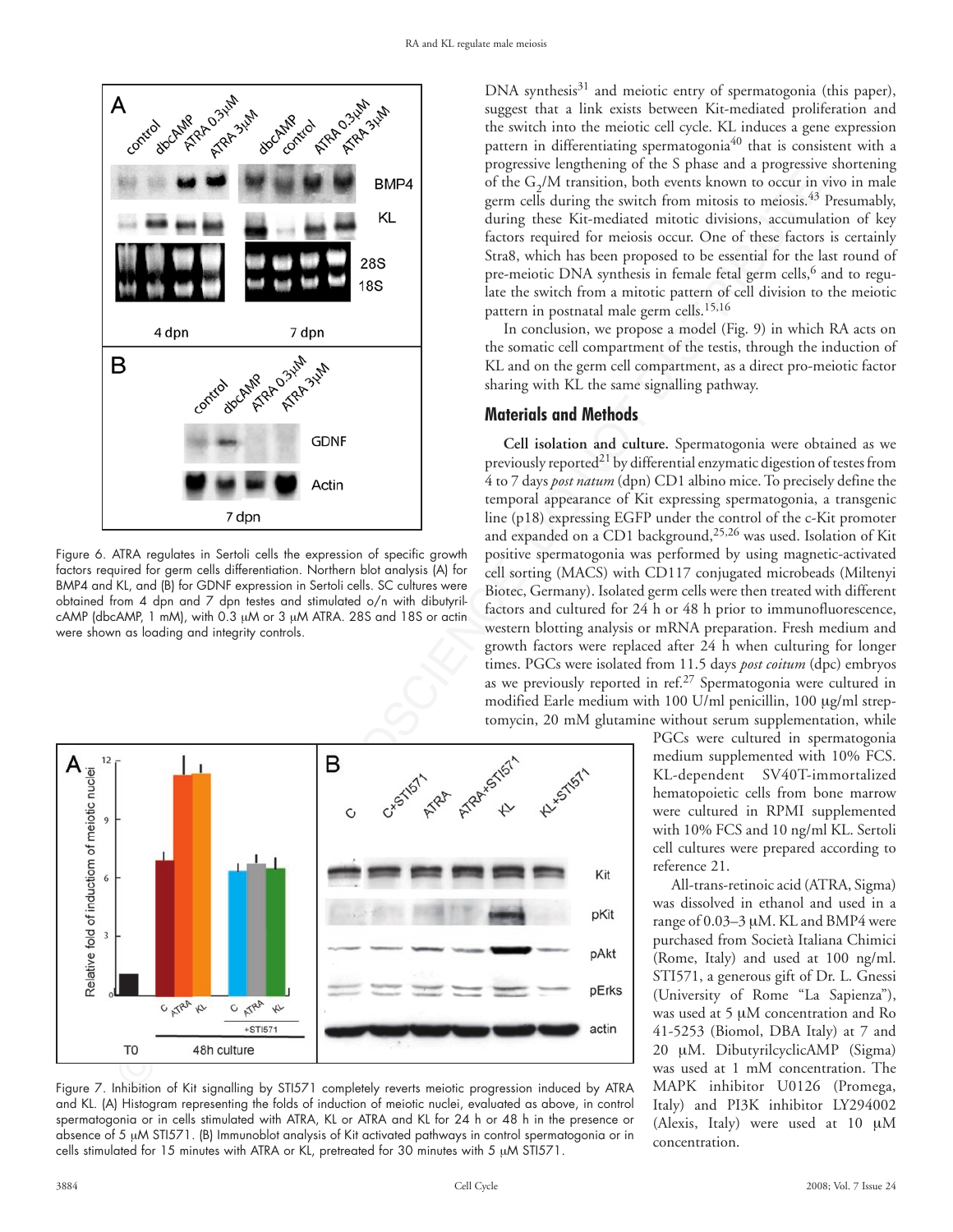A

control
dbcAMP
ATRA 0.3μM
ATRA 3μM
dbcAMP
control
ATRA 0.3μM
ATRA 3μM

BMP4

KL

28S

18S

4 dpn

7 dpn

B

control
dbcAMP
ATRA 0.3μM
ATRA 3μM

GDNF

Actin

7 dpn

Figure 6. ATRA regulates in Sertoli cells the expression of specific growth factors required for germ cells differentiation. Northern blot analysis (A) for BMP4 and KL, and (B) for GDNF expression in Sertoli cells. SC cultures were obtained from 4 dpn and 7 dpn testes and stimulated o/n with dibutyril-cAMP (dbcAMP, 1 mM), with 0.3 μM or 3 μM ATRA. 28S and 18S or actin were shown as loading and integrity controls.

A

Relative fold of inductiom of meiotic nuclei

12

9

6

3

0

C ATRA KL C ATRA KL

+STI571

T0

48h culture

B

C
C+STI571
ATRA
ATRA+STI571
KL
KL+STI571

Kit

pKit

pAkt

pErks

actin

Figure 7. Inhibition of Kit signalling by STI571 completely reverts meiotic progression induced by ATRA and KL. (A) Histogram representing the folds of induction of meiotic nuclei, evaluated as above, in control spermatogonia or in cells stimulated with ATRA, KL or ATRA and KL for 24 h or 48 h in the presence or absence of 5 μM STI571. (B) Immunoblot analysis of Kit activated pathways in control spermatogonia or in cells stimulated for 15 minutes with ATRA or KL, pretreated for 30 minutes with 5 μM STI571.

DNA synthesis[31] and meiotic entry of spermatogonia (this paper), suggest that a link exists between Kit-mediated proliferation and the switch into the meiotic cell cycle. KL induces a gene expression pattern in differentiating spermatogonia[40] that is consistent with a progressive lengthening of the S phase and a progressive shortening of the $G_2$/M transition, both events known to occur in vivo in male germ cells during the switch from mitosis to meiosis.[43] Presumably, during these Kit-mediated mitotic divisions, accumulation of key factors required for meiosis occur. One of these factors is certainly Stra8, which has been proposed to be essential for the last round of pre-meiotic DNA synthesis in female fetal germ cells,[6] and to regulate the switch from a mitotic pattern of cell division to the meiotic pattern in postnatal male germ cells.[15,16]

In conclusion, we propose a model (Fig. 9) in which RA acts on the somatic cell compartment of the testis, through the induction of KL and on the germ cell compartment, as a direct pro-meiotic factor sharing with KL the same signalling pathway.

## Materials and Methods

**Cell isolation and culture.** Spermatogonia were obtained as we previously reported[21] by differential enzymatic digestion of testes from 4 to 7 days *post natum* (dpn) CD1 albino mice. To precisely define the temporal appearance of Kit expressing spermatogonia, a transgenic line (p18) expressing EGFP under the control of the c-Kit promoter and expanded on a CD1 background,[25,26] was used. Isolation of Kit positive spermatogonia was performed by using magnetic-activated cell sorting (MACS) with CD117 conjugated microbeads (Miltenyi Biotec, Germany). Isolated germ cells were then treated with different factors and cultured for 24 h or 48 h prior to immunofluorescence, western blotting analysis or mRNA preparation. Fresh medium and growth factors were replaced after 24 h when culturing for longer times. PGCs were isolated from 11.5 days *post coitum* (dpc) embryos as we previously reported in ref.[27] Spermatogonia were cultured in modified Earle medium with 100 U/ml penicillin, 100 μg/ml streptomycin, 20 mM glutamine without serum supplementation, while PGCs were cultured in spermatogonia medium supplemented with 10% FCS. KL-dependent SV40T-immortalized hematopoietic cells from bone marrow were cultured in RPMI supplemented with 10% FCS and 10 ng/ml KL. Sertoli cell cultures were prepared according to reference 21.

All-trans-retinoic acid (ATRA, Sigma) was dissolved in ethanol and used in a range of 0.03–3 μM. KL and BMP4 were purchased from Società Italiana Chimici (Rome, Italy) and used at 100 ng/ml. STI571, a generous gift of Dr. L. Gnessi (University of Rome "La Sapienza"), was used at 5 μM concentration and Ro 41-5253 (Biomol, DBA Italy) at 7 and 20 μM. DibutyrilcyclicAMP (Sigma) was used at 1 mM concentration. The MAPK inhibitor U0126 (Promega, Italy) and PI3K inhibitor LY294002 (Alexis, Italy) were used at 10 μM concentration.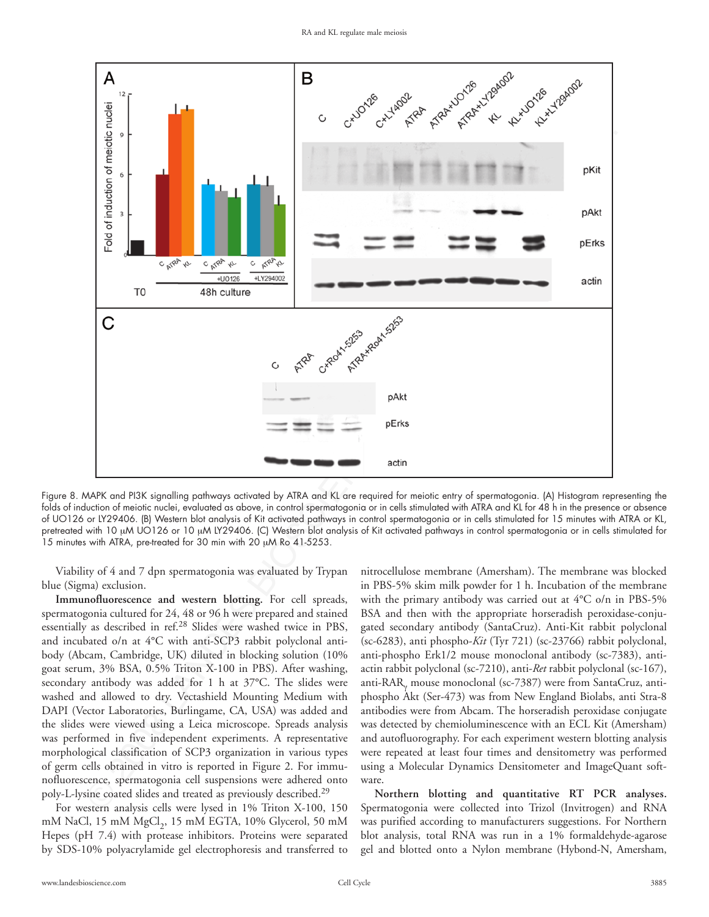A

Fold of induction of meiotic nuclei

12
9
6
3
0

C ATRA KL C ATRA KL C ATRA KL

+UO126 +LY294002

T0 48h culture

B

C C+UO126 C+LY4002 ATRA ATRA+UO126 ATRA+LY294002 KL KL+UO126 KL+LY294002

pKit

pAkt

pErks

actin

C

C ATRA C+Ro41-5253 ATRA+Ro41-5253

pAkt

pErks

actin

Figure 8. MAPK and PI3K signalling pathways activated by ATRA and KL are required for meiotic entry of spermatogonia. (A) Histogram representing the folds of induction of meiotic nuclei, evaluated as above, in control spermatogonia or in cells stimulated with ATRA and KL for 48 h in the presence or absence of UO126 or LY29406. (B) Western blot analysis of Kit activated pathways in control spermatogonia or in cells stimulated for 15 minutes with ATRA or KL, pretreated with 10 μM UO126 or 10 μM LY29406. (C) Western blot analysis of Kit activated pathways in control spermatogonia or in cells stimulated for 15 minutes with ATRA, pre-treated for 30 min with 20 μM Ro 41-5253.

Viability of 4 and 7 dpn spermatogonia was evaluated by Trypan blue (Sigma) exclusion.

**Immunofluorescence and western blotting.** For cell spreads, spermatogonia cultured for 24, 48 or 96 h were prepared and stained essentially as described in ref.[28] Slides were washed twice in PBS, and incubated o/n at 4°C with anti-SCP3 rabbit polyclonal antibody (Abcam, Cambridge, UK) diluted in blocking solution (10% goat serum, 3% BSA, 0.5% Triton X-100 in PBS). After washing, secondary antibody was added for 1 h at 37°C. The slides were washed and allowed to dry. Vectashield Mounting Medium with DAPI (Vector Laboratories, Burlingame, CA, USA) was added and the slides were viewed using a Leica microscope. Spreads analysis was performed in five independent experiments. A representative morphological classification of SCP3 organization in various types of germ cells obtained in vitro is reported in Figure 2. For immunofluorescence, spermatogonia cell suspensions were adhered onto poly-L-lysine coated slides and treated as previously described.[29]

For western analysis cells were lysed in 1% Triton X-100, 150 mM NaCl, 15 mM $MgCl_2$, 15 mM EGTA, 10% Glycerol, 50 mM Hepes (pH 7.4) with protease inhibitors. Proteins were separated by SDS-10% polyacrylamide gel electrophoresis and transferred to nitrocellulose membrane (Amersham). The membrane was blocked in PBS-5% skim milk powder for 1 h. Incubation of the membrane with the primary antibody was carried out at 4°C o/n in PBS-5% BSA and then with the appropriate horseradish peroxidase-conjugated secondary antibody (SantaCruz). Anti-Kit rabbit polyclonal (sc-6283), anti phospho-*Kit* (Tyr 721) (sc-23766) rabbit polyclonal, anti-phospho Erk1/2 mouse monoclonal antibody (sc-7383), anti-actin rabbit polyclonal (sc-7210), anti-*Ret* rabbit polyclonal (sc-167), anti-$RAR_\gamma$ mouse monoclonal (sc-7387) were from SantaCruz, anti-phospho Akt (Ser-473) was from New England Biolabs, anti Stra-8 antibodies were from Abcam. The horseradish peroxidase conjugate was detected by chemioluminescence with an ECL Kit (Amersham) and autofluorography. For each experiment western blotting analysis were repeated at least four times and densitometry was performed using a Molecular Dynamics Densitometer and ImageQuant software.

**Northern blotting and quantitative RT PCR analyses.** Spermatogonia were collected into Trizol (Invitrogen) and RNA was purified according to manufacturers suggestions. For Northern blot analysis, total RNA was run in a 1% formaldehyde-agarose gel and blotted onto a Nylon membrane (Hybond-N, Amersham,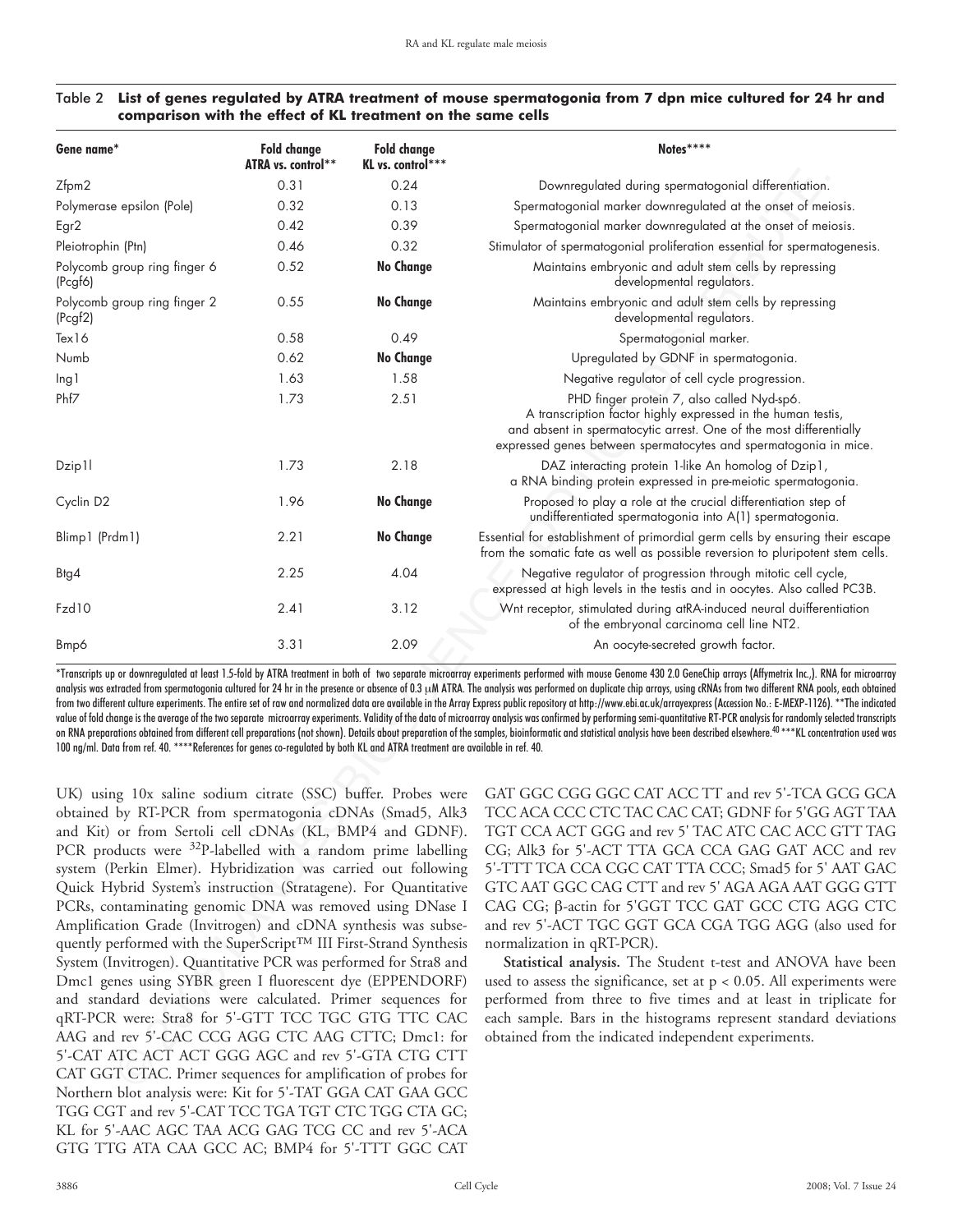**Table 2 List of genes regulated by ATRA treatment of mouse spermatogonia from 7 dpn mice cultured for 24 hr and comparison with the effect of KL treatment on the same cells**

| Gene name* | Fold change ATRA vs. control** | Fold change KL vs. control*** | Notes**** |
|---|---|---|---|
| Zfpm2 | 0.31 | 0.24 | Downregulated during spermatogonial differentiation. |
| Polymerase epsilon (Pole) | 0.32 | 0.13 | Spermatogonial marker downregulated at the onset of meiosis. |
| Egr2 | 0.42 | 0.39 | Spermatogonial marker downregulated at the onset of meiosis. |
| Pleiotrophin (Ptn) | 0.46 | 0.32 | Stimulator of spermatogonial proliferation essential for spermatogenesis. |
| Polycomb group ring finger 6 (Pcgf6) | 0.52 | **No Change** | Maintains embryonic and adult stem cells by repressing developmental regulators. |
| Polycomb group ring finger 2 (Pcgf2) | 0.55 | **No Change** | Maintains embryonic and adult stem cells by repressing developmental regulators. |
| Tex16 | 0.58 | 0.49 | Spermatogonial marker. |
| Numb | 0.62 | **No Change** | Upregulated by GDNF in spermatogonia. |
| Ing1 | 1.63 | 1.58 | Negative regulator of cell cycle progression. |
| Phf7 | 1.73 | 2.51 | PHD finger protein 7, also called Nyd-sp6. A transcription factor highly expressed in the human testis, and absent in spermatocytic arrest. One of the most differentially expressed genes between spermatocytes and spermatogonia in mice. |
| Dzip1l | 1.73 | 2.18 | DAZ interacting protein 1-like An homolog of Dzip1, a RNA binding protein expressed in pre-meiotic spermatogonia. |
| Cyclin D2 | 1.96 | **No Change** | Proposed to play a role at the crucial differentiation step of undifferentiated spermatogonia into A(1) spermatogonia. |
| Blimp1 (Prdm1) | 2.21 | **No Change** | Essential for establishment of primordial germ cells by ensuring their escape from the somatic fate as well as possible reversion to pluripotent stem cells. |
| Btg4 | 2.25 | 4.04 | Negative regulator of progression through mitotic cell cycle, expressed at high levels in the testis and in oocytes. Also called PC3B. |
| Fzd10 | 2.41 | 3.12 | Wnt receptor, stimulated during atRA-induced neural duifferentiation of the embryonal carcinoma cell line NT2. |
| Bmp6 | 3.31 | 2.09 | An oocyte-secreted growth factor. |

*Transcripts up or downregulated at least 1.5-fold by ATRA treatment in both of two separate microarray experiments performed with mouse Genome 430 2.0 GeneChip arrays (Affymetrix Inc.,). RNA for microarray analysis was extracted from spermatogonia cultured for 24 hr in the presence or absence of 0.3 μM ATRA. The analysis was performed on duplicate chip arrays, using cRNAs from two different RNA pools, each obtained from two different culture experiments. The entire set of raw and normalized data are available in the Array Express public repository at http://www.ebi.ac.uk/arrayexpress (Accession No.: E-MEXP-1126). **The indicated value of fold change is the average of the two separate microarray experiments. Validity of the data of microarray analysis was confirmed by performing semi-quantitative RT-PCR analysis for randomly selected transcripts on RNA preparations obtained from different cell preparations (not shown). Details about preparation of the samples, bioinformatic and statistical analysis have been described elsewhere.[40] ***KL concentration used was 100 ng/ml. Data from ref. 40. ****References for genes co-regulated by both KL and ATRA treatment are available in ref. 40.

UK) using 10x saline sodium citrate (SSC) buffer. Probes were obtained by RT-PCR from spermatogonia cDNAs (Smad5, Alk3 and Kit) or from Sertoli cell cDNAs (KL, BMP4 and GDNF). PCR products were $^{32}$P-labelled with a random prime labelling system (Perkin Elmer). Hybridization was carried out following Quick Hybrid System's instruction (Stratagene). For Quantitative PCRs, contaminating genomic DNA was removed using DNase I Amplification Grade (Invitrogen) and cDNA synthesis was subsequently performed with the SuperScript™ III First-Strand Synthesis System (Invitrogen). Quantitative PCR was performed for Stra8 and Dmc1 genes using SYBR green I fluorescent dye (EPPENDORF) and standard deviations were calculated. Primer sequences for qRT-PCR were: Stra8 for 5'-GTT TCC TGC GTG TTC CAC AAG and rev 5'-CAC CCG AGG CTC AAG CTTC; Dmc1: for 5'-CAT ATC ACT ACT GGG AGC and rev 5'-GTA CTG CTT CAT GGT CTAC. Primer sequences for amplification of probes for Northern blot analysis were: Kit for 5'-TAT GGA CAT GAA GCC TGG CGT and rev 5'-CAT TCC TGA TGT CTC TGG CTA GC; KL for 5'-AAC AGC TAA ACG GAG TCG CC and rev 5'-ACA GTG TTG ATA CAA GCC AC; BMP4 for 5'-TTT GGC CAT GAT GGC CGG GGC CAT ACC TT and rev 5'-TCA GCG GCA TCC ACA CCC CTC TAC CAC CAT; GDNF for 5'GG AGT TAA TGT CCA ACT GGG and rev 5' TAC ATC CAC ACC GTT TAG CG; Alk3 for 5'-ACT TTA GCA CCA GAG GAT ACC and rev 5'-TTT TCA CCA CGC CAT TTA CCC; Smad5 for 5' AAT GAC GTC AAT GGC CAG CTT and rev 5' AGA AGA AAT GGG GTT CAG CG; β-actin for 5'GGT TCC GAT GCC CTG AGG CTC and rev 5'-ACT TGC GGT GCA CGA TGG AGG (also used for normalization in qRT-PCR).

**Statistical analysis.** The Student t-test and ANOVA have been used to assess the significance, set at $p < 0.05$. All experiments were performed from three to five times and at least in triplicate for each sample. Bars in the histograms represent standard deviations obtained from the indicated independent experiments.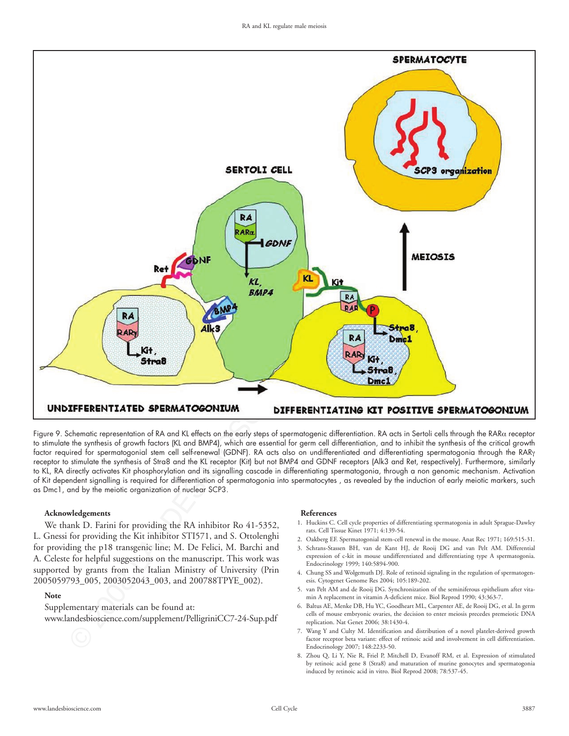SPERMATOCYTE

SCP3 organization

SERTOLI CELL

RA

RARα

GDNF

KL, BMP4

Ret

GDNF

BMP4

Alk3

KL

Kit

MEIOSIS

RA

RARγ

Kit, Stra8

RA

RAR

P

Stra8, Dmc1

RA

RARγ

Kit, Stra8, Dmc1

UNDIFFERENTIATED SPERMATOGONIUM

DIFFERENTIATING KIT POSITIVE SPERMATOGONIUM

Figure 9. Schematic representation of RA and KL effects on the early steps of spermatogenic differentiation. RA acts in Sertoli cells through the RARα receptor to stimulate the synthesis of growth factors (KL and BMP4), which are essential for germ cell differentiation, and to inhibit the synthesis of the critical growth factor required for spermatogonial stem cell self-renewal (GDNF). RA acts also on undifferentiated and differentiating spermatogonia through the RARγ receptor to stimulate the synthesis of Stra8 and the KL receptor (Kit) but not BMP4 and GDNF receptors (Alk3 and Ret, respectively). Furthermore, similarly to KL, RA directly activates Kit phosphorylation and its signalling cascade in differentiating spermatogonia, through a non genomic mechanism. Activation of Kit dependent signalling is required for differentiation of spermatogonia into spermatocytes , as revealed by the induction of early meiotic markers, such as Dmc1, and by the meiotic organization of nuclear SCP3.

#### Acknowledgements

We thank D. Farini for providing the RA inhibitor Ro 41-5352, L. Gnessi for providing the Kit inhibitor STI571, and S. Ottolenghi for providing the p18 transgenic line; M. De Felici, M. Barchi and A. Celeste for helpful suggestions on the manuscript. This work was supported by grants from the Italian Ministry of University (Prin 2005059793_005, 2003052043_003, and 200788TPYE_002).

#### Note

Supplementary materials can be found at:
www.landesbioscience.com/supplement/PelligriniCC7-24-Sup.pdf

#### References

1. Huckins C. Cell cycle properties of differentiating spermatogonia in adult Sprague-Dawley rats. Cell Tissue Kinet 1971; 4:139-54.
2. Oakberg EF. Spermatogonial stem-cell renewal in the mouse. Anat Rec 1971; 169:515-31.
3. Schrans-Stassen BH, van de Kant HJ, de Rooij DG and van Pelt AM. Differential expression of c-kit in mouse undifferentiated and differentiating type A spermatogonia. Endocrinology 1999; 140:5894-900.
4. Chung SS and Wolgemuth DJ. Role of retinoid signaling in the regulation of spermatogenesis. Cytogenet Genome Res 2004; 105:189-202.
5. van Pelt AM and de Rooij DG. Synchronization of the seminiferous epithelium after vitamin A replacement in vitamin A-deficient mice. Biol Reprod 1990; 43:363-7.
6. Baltus AE, Menke DB, Hu YC, Goodheart ML, Carpenter AE, de Rooij DG, et al. In germ cells of mouse embryonic ovaries, the decision to enter meiosis precedes premeiotic DNA replication. Nat Genet 2006; 38:1430-4.
7. Wang Y and Culty M. Identification and distribution of a novel platelet-derived growth factor receptor beta variant: effect of retinoic acid and involvement in cell differentiation. Endocrinology 2007; 148:2233-50.
8. Zhou Q, Li Y, Nie R, Friel P, Mitchell D, Evanoff RM, et al. Expression of stimulated by retinoic acid gene 8 (Stra8) and maturation of murine gonocytes and spermatogonia induced by retinoic acid in vitro. Biol Reprod 2008; 78:537-45.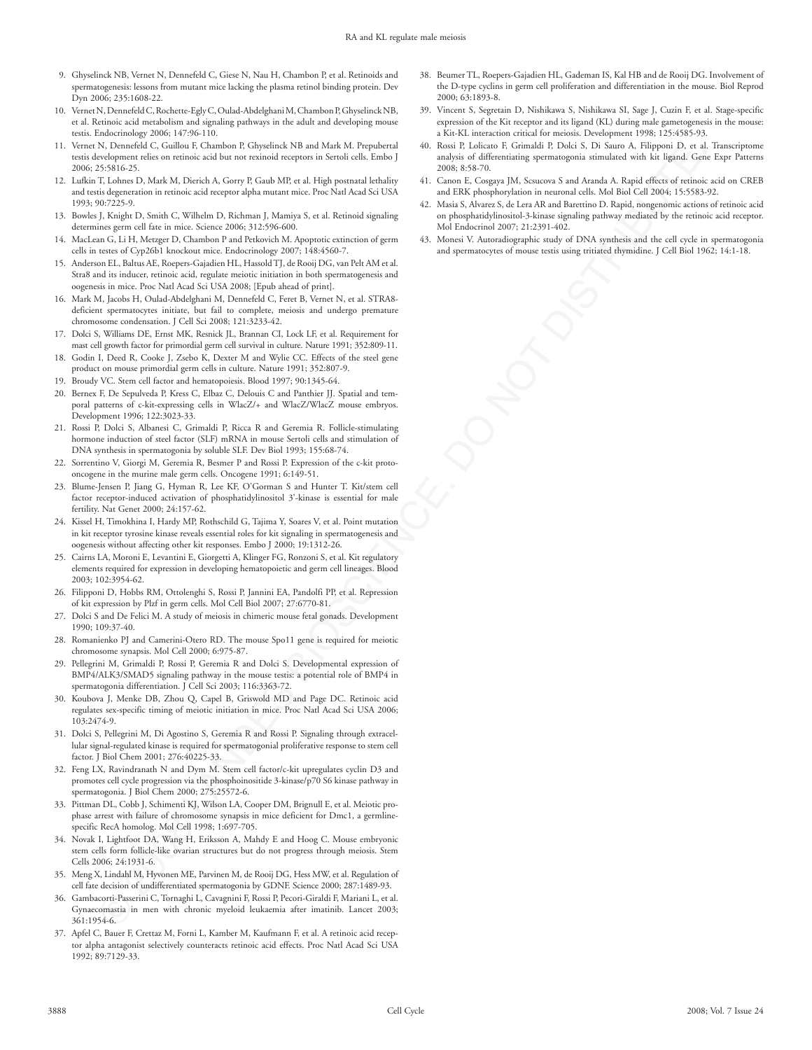9. Ghyselinck NB, Vernet N, Dennefeld C, Giese N, Nau H, Chambon P, et al. Retinoids and spermatogenesis: lessons from mutant mice lacking the plasma retinol binding protein. Dev Dyn 2006; 235:1608-22.
10. Vernet N, Dennefeld C, Rochette-Egly C, Oulad-Abdelghani M, Chambon P, Ghyselinck NB, et al. Retinoic acid metabolism and signaling pathways in the adult and developing mouse testis. Endocrinology 2006; 147:96-110.
11. Vernet N, Dennefeld C, Guillou F, Chambon P, Ghyselinck NB and Mark M. Prepubertal testis development relies on retinoic acid but not rexinoid receptors in Sertoli cells. Embo J 2006; 25:5816-25.
12. Lufkin T, Lohnes D, Mark M, Dierich A, Gorry P, Gaub MP, et al. High postnatal lethality and testis degeneration in retinoic acid receptor alpha mutant mice. Proc Natl Acad Sci USA 1993; 90:7225-9.
13. Bowles J, Knight D, Smith C, Wilhelm D, Richman J, Mamiya S, et al. Retinoid signaling determines germ cell fate in mice. Science 2006; 312:596-600.
14. MacLean G, Li H, Metzger D, Chambon P and Petkovich M. Apoptotic extinction of germ cells in testes of Cyp26b1 knockout mice. Endocrinology 2007; 148:4560-7.
15. Anderson EL, Baltus AE, Roepers-Gajadien HL, Hassold TJ, de Rooij DG, van Pelt AM et al. Stra8 and its inducer, retinoic acid, regulate meiotic initiation in both spermatogenesis and oogenesis in mice. Proc Natl Acad Sci USA 2008; [Epub ahead of print].
16. Mark M, Jacobs H, Oulad-Abdelghani M, Dennefeld C, Feret B, Vernet N, et al. STRA8-deficient spermatocytes initiate, but fail to complete, meiosis and undergo premature chromosome condensation. J Cell Sci 2008; 121:3233-42.
17. Dolci S, Williams DE, Ernst MK, Resnick JL, Brannan CI, Lock LF, et al. Requirement for mast cell growth factor for primordial germ cell survival in culture. Nature 1991; 352:809-11.
18. Godin I, Deed R, Cooke J, Zsebo K, Dexter M and Wylie CC. Effects of the steel gene product on mouse primordial germ cells in culture. Nature 1991; 352:807-9.
19. Broudy VC. Stem cell factor and hematopoiesis. Blood 1997; 90:1345-64.
20. Bernex F, De Sepulveda P, Kress C, Elbaz C, Delouis C and Panthier JJ. Spatial and temporal patterns of c-kit-expressing cells in WlacZ/+ and WlacZ/WlacZ mouse embryos. Development 1996; 122:3023-33.
21. Rossi P, Dolci S, Albanesi C, Grimaldi P, Ricca R and Geremia R. Follicle-stimulating hormone induction of steel factor (SLF) mRNA in mouse Sertoli cells and stimulation of DNA synthesis in spermatogonia by soluble SLF. Dev Biol 1993; 155:68-74.
22. Sorrentino V, Giorgi M, Geremia R, Besmer P and Rossi P. Expression of the c-kit proto-oncogene in the murine male germ cells. Oncogene 1991; 6:149-51.
23. Blume-Jensen P, Jiang G, Hyman R, Lee KF, O'Gorman S and Hunter T. Kit/stem cell factor receptor-induced activation of phosphatidylinositol 3'-kinase is essential for male fertility. Nat Genet 2000; 24:157-62.
24. Kissel H, Timokhina I, Hardy MP, Rothschild G, Tajima Y, Soares V, et al. Point mutation in kit receptor tyrosine kinase reveals essential roles for kit signaling in spermatogenesis and oogenesis without affecting other kit responses. Embo J 2000; 19:1312-26.
25. Cairns LA, Moroni E, Levantini E, Giorgetti A, Klinger FG, Ronzoni S, et al. Kit regulatory elements required for expression in developing hematopoietic and germ cell lineages. Blood 2003; 102:3954-62.
26. Filipponi D, Hobbs RM, Ottolenghi S, Rossi P, Jannini EA, Pandolfi PP, et al. Repression of kit expression by Plzf in germ cells. Mol Cell Biol 2007; 27:6770-81.
27. Dolci S and De Felici M. A study of meiosis in chimeric mouse fetal gonads. Development 1990; 109:37-40.
28. Romanienko PJ and Camerini-Otero RD. The mouse Spo11 gene is required for meiotic chromosome synapsis. Mol Cell 2000; 6:975-87.
29. Pellegrini M, Grimaldi P, Rossi P, Geremia R and Dolci S. Developmental expression of BMP4/ALK3/SMAD5 signaling pathway in the mouse testis: a potential role of BMP4 in spermatogonia differentiation. J Cell Sci 2003; 116:3363-72.
30. Koubova J, Menke DB, Zhou Q, Capel B, Griswold MD and Page DC. Retinoic acid regulates sex-specific timing of meiotic initiation in mice. Proc Natl Acad Sci USA 2006; 103:2474-9.
31. Dolci S, Pellegrini M, Di Agostino S, Geremia R and Rossi P. Signaling through extracellular signal-regulated kinase is required for spermatogonial proliferative response to stem cell factor. J Biol Chem 2001; 276:40225-33.
32. Feng LX, Ravindranath N and Dym M. Stem cell factor/c-kit upregulates cyclin D3 and promotes cell cycle progression via the phosphoinositide 3-kinase/p70 S6 kinase pathway in spermatogonia. J Biol Chem 2000; 275:25572-6.
33. Pittman DL, Cobb J, Schimenti KJ, Wilson LA, Cooper DM, Brignull E, et al. Meiotic prophase arrest with failure of chromosome synapsis in mice deficient for Dmc1, a germline-specific RecA homolog. Mol Cell 1998; 1:697-705.
34. Novak I, Lightfoot DA, Wang H, Eriksson A, Mahdy E and Hoog C. Mouse embryonic stem cells form follicle-like ovarian structures but do not progress through meiosis. Stem Cells 2006; 24:1931-6.
35. Meng X, Lindahl M, Hyvonen ME, Parvinen M, de Rooij DG, Hess MW, et al. Regulation of cell fate decision of undifferentiated spermatogonia by GDNF. Science 2000; 287:1489-93.
36. Gambacorti-Passerini C, Tornaghi L, Cavagnini F, Rossi P, Pecori-Giraldi F, Mariani L, et al. Gynaecomastia in men with chronic myeloid leukaemia after imatinib. Lancet 2003; 361:1954-6.
37. Apfel C, Bauer F, Crettaz M, Forni L, Kamber M, Kaufmann F, et al. A retinoic acid receptor alpha antagonist selectively counteracts retinoic acid effects. Proc Natl Acad Sci USA 1992; 89:7129-33.
38. Beumer TL, Roepers-Gajadien HL, Gademan IS, Kal HB and de Rooij DG. Involvement of the D-type cyclins in germ cell proliferation and differentiation in the mouse. Biol Reprod 2000; 63:1893-8.
39. Vincent S, Segretain D, Nishikawa S, Nishikawa SI, Sage J, Cuzin F, et al. Stage-specific expression of the Kit receptor and its ligand (KL) during male gametogenesis in the mouse: a Kit-KL interaction critical for meiosis. Development 1998; 125:4585-93.
40. Rossi P, Lolicato F, Grimaldi P, Dolci S, Di Sauro A, Filipponi D, et al. Transcriptome analysis of differentiating spermatogonia stimulated with kit ligand. Gene Expr Patterns 2008; 8:58-70.
41. Canon E, Cosgaya JM, Scsucova S and Aranda A. Rapid effects of retinoic acid on CREB and ERK phosphorylation in neuronal cells. Mol Biol Cell 2004; 15:5583-92.
42. Masia S, Alvarez S, de Lera AR and Barettino D. Rapid, nongenomic actions of retinoic acid on phosphatidylinositol-3-kinase signaling pathway mediated by the retinoic acid receptor. Mol Endocrinol 2007; 21:2391-402.
43. Monesi V. Autoradiographic study of DNA synthesis and the cell cycle in spermatogonia and spermatocytes of mouse testis using tritiated thymidine. J Cell Biol 1962; 14:1-18.